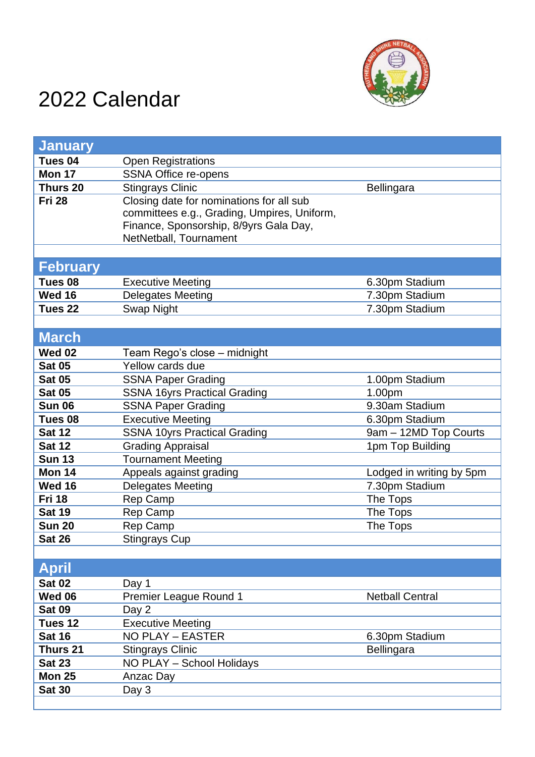# 2022 Calendar

| January | | |
|---|---|---|
| **Tues 04** | Open Registrations | |
| **Mon 17** | SSNA Office re-opens | |
| **Thurs 20** | Stingrays Clinic | Bellingara |
| **Fri 28** | Closing date for nominations for all sub committees e.g., Grading, Umpires, Uniform, Finance, Sponsorship, 8/9yrs Gala Day, NetNetball, Tournament | |
| | | |
| **February** | | |
| **Tues 08** | Executive Meeting | 6.30pm Stadium |
| **Wed 16** | Delegates Meeting | 7.30pm Stadium |
| **Tues 22** | Swap Night | 7.30pm Stadium |
| | | |
| **March** | | |
| **Wed 02** | Team Rego's close – midnight | |
| **Sat 05** | Yellow cards due | |
| **Sat 05** | SSNA Paper Grading | 1.00pm Stadium |
| **Sat 05** | SSNA 16yrs Practical Grading | 1.00pm |
| **Sun 06** | SSNA Paper Grading | 9.30am Stadium |
| **Tues 08** | Executive Meeting | 6.30pm Stadium |
| **Sat 12** | SSNA 10yrs Practical Grading | 9am – 12MD Top Courts |
| **Sat 12** | Grading Appraisal | 1pm Top Building |
| **Sun 13** | Tournament Meeting | |
| **Mon 14** | Appeals against grading | Lodged in writing by 5pm |
| **Wed 16** | Delegates Meeting | 7.30pm Stadium |
| **Fri 18** | Rep Camp | The Tops |
| **Sat 19** | Rep Camp | The Tops |
| **Sun 20** | Rep Camp | The Tops |
| **Sat 26** | Stingrays Cup | |
| | | |
| **April** | | |
| **Sat 02** | Day 1 | |
| **Wed 06** | Premier League Round 1 | Netball Central |
| **Sat 09** | Day 2 | |
| **Tues 12** | Executive Meeting | |
| **Sat 16** | NO PLAY – EASTER | 6.30pm Stadium |
| **Thurs 21** | Stingrays Clinic | Bellingara |
| **Sat 23** | NO PLAY – School Holidays | |
| **Mon 25** | Anzac Day | |
| **Sat 30** | Day 3 | |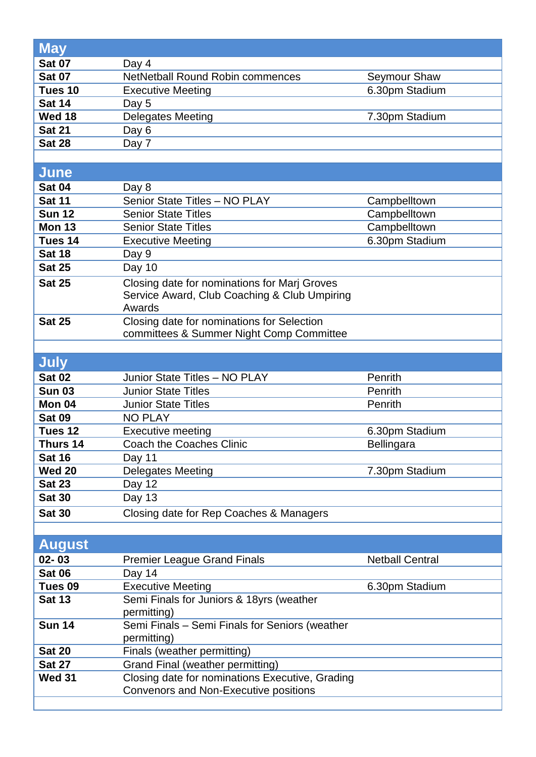## May

| | | |
|---|---|---|
| **Sat 07** | Day 4 | |
| **Sat 07** | NetNetball Round Robin commences | Seymour Shaw |
| **Tues 10** | Executive Meeting | 6.30pm Stadium |
| **Sat 14** | Day 5 | |
| **Wed 18** | Delegates Meeting | 7.30pm Stadium |
| **Sat 21** | Day 6 | |
| **Sat 28** | Day 7 | |

## June

| | | |
|---|---|---|
| **Sat 04** | Day 8 | |
| **Sat 11** | Senior State Titles – NO PLAY | Campbelltown |
| **Sun 12** | Senior State Titles | Campbelltown |
| **Mon 13** | Senior State Titles | Campbelltown |
| **Tues 14** | Executive Meeting | 6.30pm Stadium |
| **Sat 18** | Day 9 | |
| **Sat 25** | Day 10 | |
| **Sat 25** | Closing date for nominations for Marj Groves Service Award, Club Coaching & Club Umpiring Awards | |
| **Sat 25** | Closing date for nominations for Selection committees & Summer Night Comp Committee | |

## July

| | | |
|---|---|---|
| **Sat 02** | Junior State Titles – NO PLAY | Penrith |
| **Sun 03** | Junior State Titles | Penrith |
| **Mon 04** | Junior State Titles | Penrith |
| **Sat 09** | NO PLAY | |
| **Tues 12** | Executive meeting | 6.30pm Stadium |
| **Thurs 14** | Coach the Coaches Clinic | Bellingara |
| **Sat 16** | Day 11 | |
| **Wed 20** | Delegates Meeting | 7.30pm Stadium |
| **Sat 23** | Day 12 | |
| **Sat 30** | Day 13 | |
| **Sat 30** | Closing date for Rep Coaches & Managers | |

## August

| | | |
|---|---|---|
| **02- 03** | Premier League Grand Finals | Netball Central |
| **Sat 06** | Day 14 | |
| **Tues 09** | Executive Meeting | 6.30pm Stadium |
| **Sat 13** | Semi Finals for Juniors & 18yrs (weather permitting) | |
| **Sun 14** | Semi Finals – Semi Finals for Seniors (weather permitting) | |
| **Sat 20** | Finals (weather permitting) | |
| **Sat 27** | Grand Final (weather permitting) | |
| **Wed 31** | Closing date for nominations Executive, Grading Convenors and Non-Executive positions | |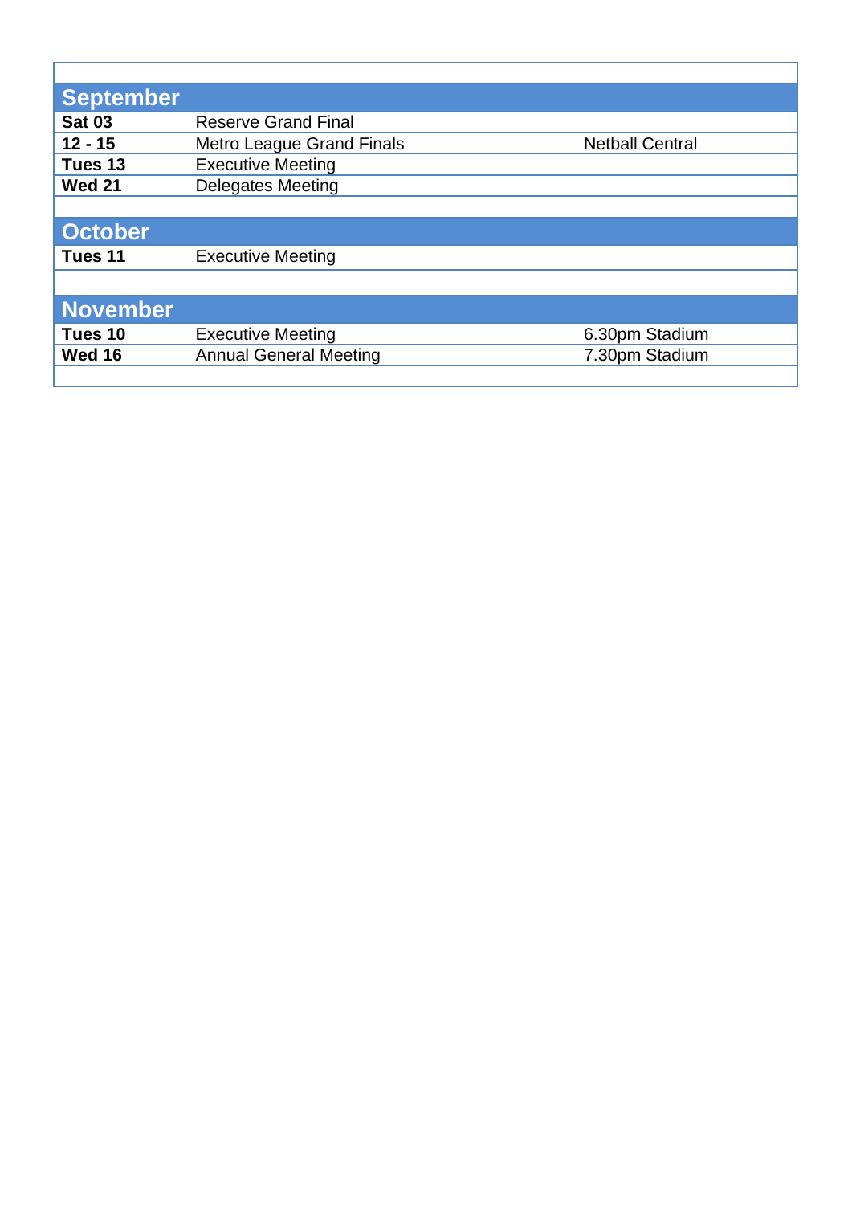| | | |
|---|---|---|
| **September** | | |
| **Sat 03** | Reserve Grand Final | |
| **12 - 15** | Metro League Grand Finals | Netball Central |
| **Tues 13** | Executive Meeting | |
| **Wed 21** | Delegates Meeting | |
| | | |
| **October** | | |
| **Tues 11** | Executive Meeting | |
| | | |
| **November** | | |
| **Tues 10** | Executive Meeting | 6.30pm Stadium |
| **Wed 16** | Annual General Meeting | 7.30pm Stadium |